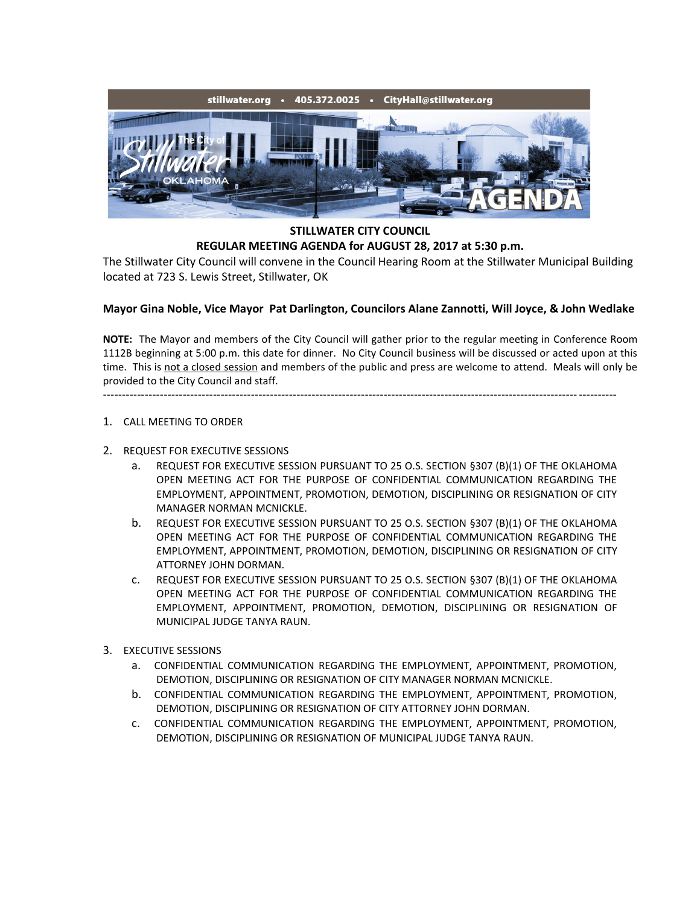stillwater.org • 405.372.0025 • CityHall@stillwater.org

# STILLWATER CITY COUNCIL
## REGULAR MEETING AGENDA for AUGUST 28, 2017 at 5:30 p.m.

The Stillwater City Council will convene in the Council Hearing Room at the Stillwater Municipal Building located at 723 S. Lewis Street, Stillwater, OK

**Mayor Gina Noble, Vice Mayor Pat Darlington, Councilors Alane Zannotti, Will Joyce, & John Wedlake**

**NOTE:** The Mayor and members of the City Council will gather prior to the regular meeting in Conference Room 1112B beginning at 5:00 p.m. this date for dinner. No City Council business will be discussed or acted upon at this time. This is not a closed session and members of the public and press are welcome to attend. Meals will only be provided to the City Council and staff.

---

1. CALL MEETING TO ORDER

2. REQUEST FOR EXECUTIVE SESSIONS
   a. REQUEST FOR EXECUTIVE SESSION PURSUANT TO 25 O.S. SECTION §307 (B)(1) OF THE OKLAHOMA OPEN MEETING ACT FOR THE PURPOSE OF CONFIDENTIAL COMMUNICATION REGARDING THE EMPLOYMENT, APPOINTMENT, PROMOTION, DEMOTION, DISCIPLINING OR RESIGNATION OF CITY MANAGER NORMAN MCNICKLE.
   b. REQUEST FOR EXECUTIVE SESSION PURSUANT TO 25 O.S. SECTION §307 (B)(1) OF THE OKLAHOMA OPEN MEETING ACT FOR THE PURPOSE OF CONFIDENTIAL COMMUNICATION REGARDING THE EMPLOYMENT, APPOINTMENT, PROMOTION, DEMOTION, DISCIPLINING OR RESIGNATION OF CITY ATTORNEY JOHN DORMAN.
   c. REQUEST FOR EXECUTIVE SESSION PURSUANT TO 25 O.S. SECTION §307 (B)(1) OF THE OKLAHOMA OPEN MEETING ACT FOR THE PURPOSE OF CONFIDENTIAL COMMUNICATION REGARDING THE EMPLOYMENT, APPOINTMENT, PROMOTION, DEMOTION, DISCIPLINING OR RESIGNATION OF MUNICIPAL JUDGE TANYA RAUN.

3. EXECUTIVE SESSIONS
   a. CONFIDENTIAL COMMUNICATION REGARDING THE EMPLOYMENT, APPOINTMENT, PROMOTION, DEMOTION, DISCIPLINING OR RESIGNATION OF CITY MANAGER NORMAN MCNICKLE.
   b. CONFIDENTIAL COMMUNICATION REGARDING THE EMPLOYMENT, APPOINTMENT, PROMOTION, DEMOTION, DISCIPLINING OR RESIGNATION OF CITY ATTORNEY JOHN DORMAN.
   c. CONFIDENTIAL COMMUNICATION REGARDING THE EMPLOYMENT, APPOINTMENT, PROMOTION, DEMOTION, DISCIPLINING OR RESIGNATION OF MUNICIPAL JUDGE TANYA RAUN.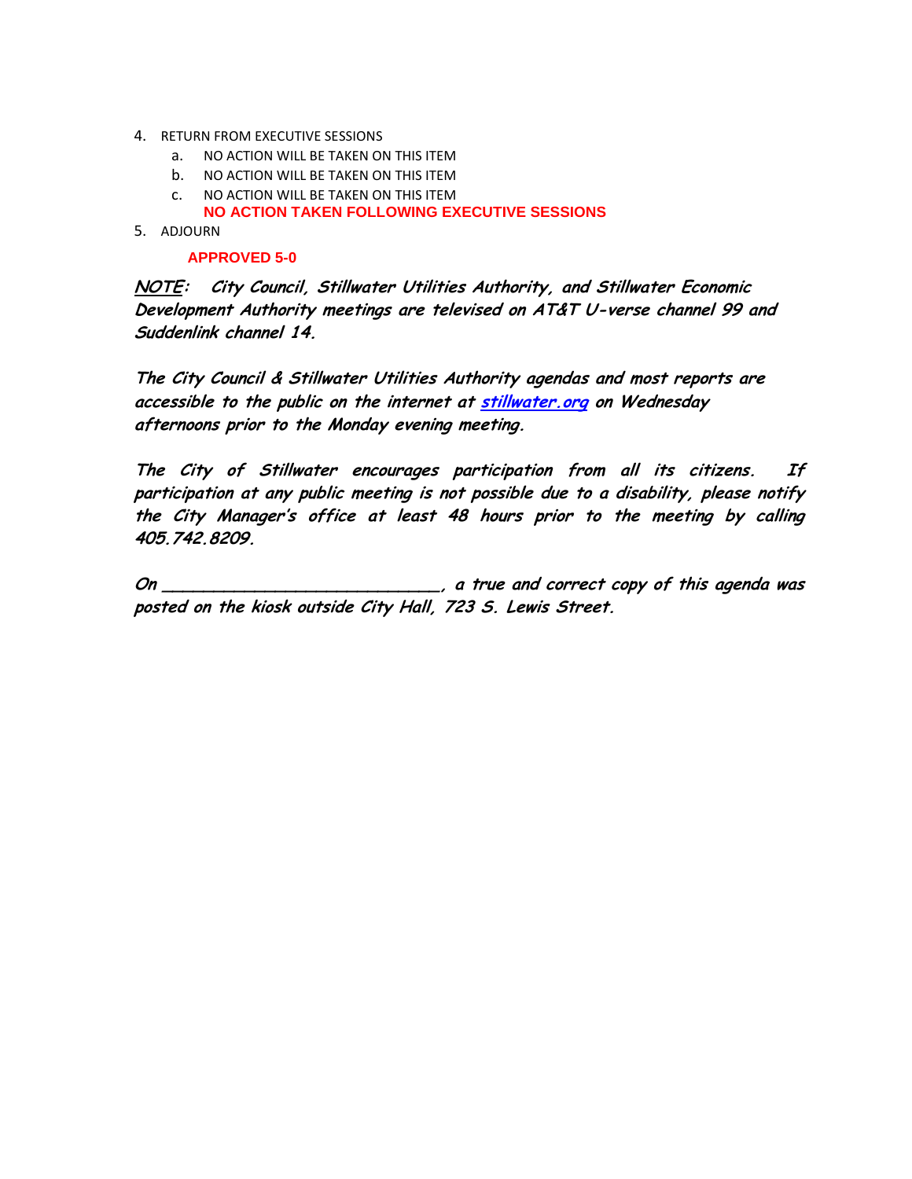4. RETURN FROM EXECUTIVE SESSIONS
   a. NO ACTION WILL BE TAKEN ON THIS ITEM
   b. NO ACTION WILL BE TAKEN ON THIS ITEM
   c. NO ACTION WILL BE TAKEN ON THIS ITEM

   **NO ACTION TAKEN FOLLOWING EXECUTIVE SESSIONS**

5. ADJOURN

   **APPROVED 5-0**

***NOTE:* City Council, Stillwater Utilities Authority, and Stillwater Economic Development Authority meetings are televised on AT&T U-verse channel 99 and Suddenlink channel 14.**

***The City Council & Stillwater Utilities Authority agendas and most reports are accessible to the public on the internet at stillwater.org on Wednesday afternoons prior to the Monday evening meeting.***

***The City of Stillwater encourages participation from all its citizens. If participation at any public meeting is not possible due to a disability, please notify the City Manager's office at least 48 hours prior to the meeting by calling 405.742.8209.***

***On ___________________________, a true and correct copy of this agenda was posted on the kiosk outside City Hall, 723 S. Lewis Street.***